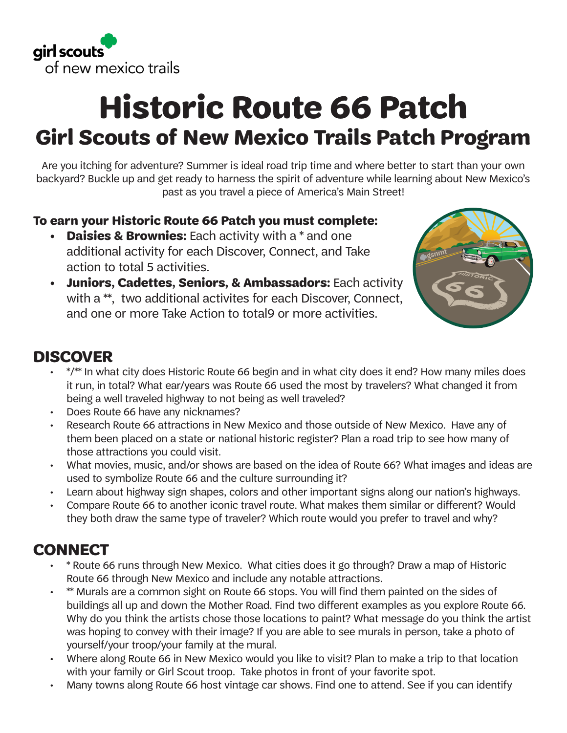girl scouts
of new mexico trails

# Historic Route 66 Patch

## Girl Scouts of New Mexico Trails Patch Program

Are you itching for adventure? Summer is ideal road trip time and where better to start than your own backyard? Buckle up and get ready to harness the spirit of adventure while learning about New Mexico's past as you travel a piece of America's Main Street!

**To earn your Historic Route 66 Patch you must complete:**

- **Daisies & Brownies:** Each activity with a * and one additional activity for each Discover, Connect, and Take action to total 5 activities.
- **Juniors, Cadettes, Seniors, & Ambassadors:** Each activity with a **, two additional activites for each Discover, Connect, and one or more Take Action to total9 or more activities.

## DISCOVER

- */** In what city does Historic Route 66 begin and in what city does it end? How many miles does it run, in total? What ear/years was Route 66 used the most by travelers? What changed it from being a well traveled highway to not being as well traveled?
- Does Route 66 have any nicknames?
- Research Route 66 attractions in New Mexico and those outside of New Mexico. Have any of them been placed on a state or national historic register? Plan a road trip to see how many of those attractions you could visit.
- What movies, music, and/or shows are based on the idea of Route 66? What images and ideas are used to symbolize Route 66 and the culture surrounding it?
- Learn about highway sign shapes, colors and other important signs along our nation's highways.
- Compare Route 66 to another iconic travel route. What makes them similar or different? Would they both draw the same type of traveler? Which route would you prefer to travel and why?

## CONNECT

- * Route 66 runs through New Mexico. What cities does it go through? Draw a map of Historic Route 66 through New Mexico and include any notable attractions.
- ** Murals are a common sight on Route 66 stops. You will find them painted on the sides of buildings all up and down the Mother Road. Find two different examples as you explore Route 66. Why do you think the artists chose those locations to paint? What message do you think the artist was hoping to convey with their image? If you are able to see murals in person, take a photo of yourself/your troop/your family at the mural.
- Where along Route 66 in New Mexico would you like to visit? Plan to make a trip to that location with your family or Girl Scout troop. Take photos in front of your favorite spot.
- Many towns along Route 66 host vintage car shows. Find one to attend. See if you can identify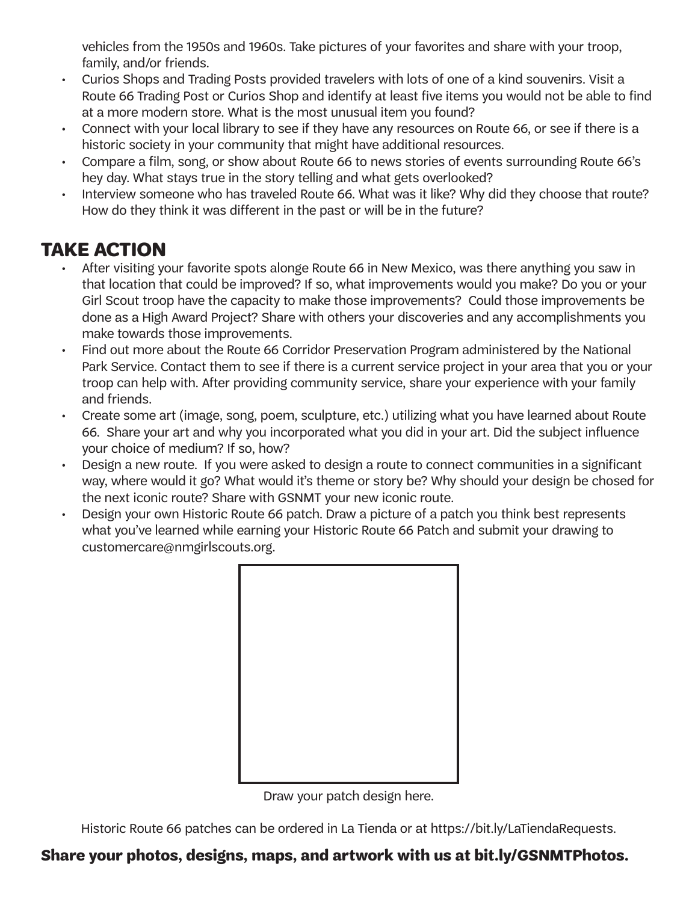vehicles from the 1950s and 1960s. Take pictures of your favorites and share with your troop, family, and/or friends.

- Curios Shops and Trading Posts provided travelers with lots of one of a kind souvenirs. Visit a Route 66 Trading Post or Curios Shop and identify at least five items you would not be able to find at a more modern store. What is the most unusual item you found?
- Connect with your local library to see if they have any resources on Route 66, or see if there is a historic society in your community that might have additional resources.
- Compare a film, song, or show about Route 66 to news stories of events surrounding Route 66's hey day. What stays true in the story telling and what gets overlooked?
- Interview someone who has traveled Route 66. What was it like? Why did they choose that route? How do they think it was different in the past or will be in the future?

## TAKE ACTION

- After visiting your favorite spots alonge Route 66 in New Mexico, was there anything you saw in that location that could be improved? If so, what improvements would you make? Do you or your Girl Scout troop have the capacity to make those improvements? Could those improvements be done as a High Award Project? Share with others your discoveries and any accomplishments you make towards those improvements.
- Find out more about the Route 66 Corridor Preservation Program administered by the National Park Service. Contact them to see if there is a current service project in your area that you or your troop can help with. After providing community service, share your experience with your family and friends.
- Create some art (image, song, poem, sculpture, etc.) utilizing what you have learned about Route 66. Share your art and why you incorporated what you did in your art. Did the subject influence your choice of medium? If so, how?
- Design a new route. If you were asked to design a route to connect communities in a significant way, where would it go? What would it's theme or story be? Why should your design be chosed for the next iconic route? Share with GSNMT your new iconic route.
- Design your own Historic Route 66 patch. Draw a picture of a patch you think best represents what you've learned while earning your Historic Route 66 Patch and submit your drawing to customercare@nmgirlscouts.org.

Draw your patch design here.

Historic Route 66 patches can be ordered in La Tienda or at https://bit.ly/LaTiendaRequests.

**Share your photos, designs, maps, and artwork with us at bit.ly/GSNMTPhotos.**